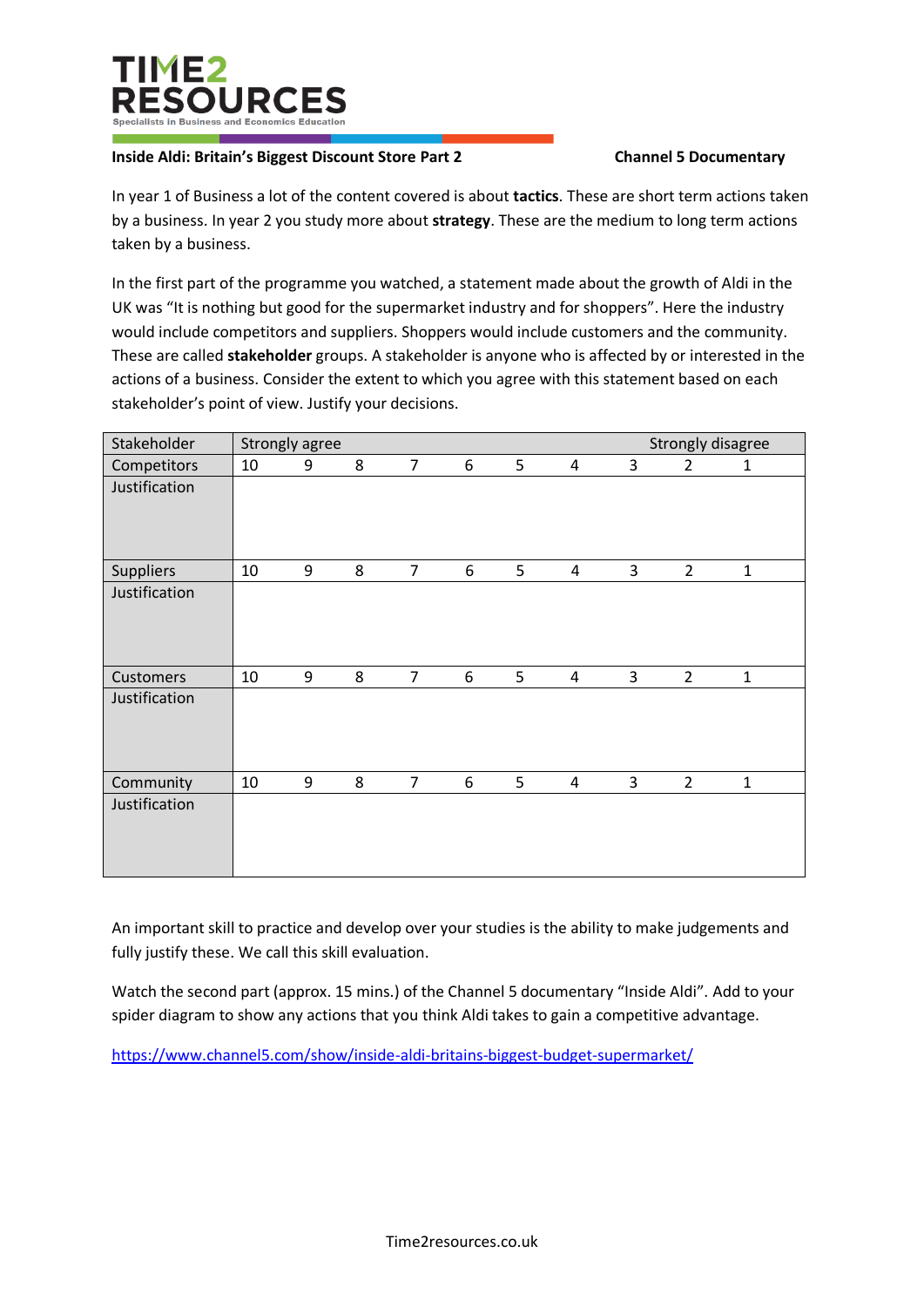TIME2 RESOURCES

Specialists in Business and Economics Education

**Inside Aldi: Britain's Biggest Discount Store Part 2** **Channel 5 Documentary**

In year 1 of Business a lot of the content covered is about **tactics**. These are short term actions taken by a business. In year 2 you study more about **strategy**. These are the medium to long term actions taken by a business.

In the first part of the programme you watched, a statement made about the growth of Aldi in the UK was "It is nothing but good for the supermarket industry and for shoppers". Here the industry would include competitors and suppliers. Shoppers would include customers and the community. These are called **stakeholder** groups. A stakeholder is anyone who is affected by or interested in the actions of a business. Consider the extent to which you agree with this statement based on each stakeholder's point of view. Justify your decisions.

| Stakeholder | Strongly agree | | | | | | | | Strongly disagree | |
|---|---|---|---|---|---|---|---|---|---|---|
| Competitors | 10 | 9 | 8 | 7 | 6 | 5 | 4 | 3 | 2 | 1 |
| Justification | | | | | | | | | | |
| Suppliers | 10 | 9 | 8 | 7 | 6 | 5 | 4 | 3 | 2 | 1 |
| Justification | | | | | | | | | | |
| Customers | 10 | 9 | 8 | 7 | 6 | 5 | 4 | 3 | 2 | 1 |
| Justification | | | | | | | | | | |
| Community | 10 | 9 | 8 | 7 | 6 | 5 | 4 | 3 | 2 | 1 |
| Justification | | | | | | | | | | |

An important skill to practice and develop over your studies is the ability to make judgements and fully justify these. We call this skill evaluation.

Watch the second part (approx. 15 mins.) of the Channel 5 documentary "Inside Aldi". Add to your spider diagram to show any actions that you think Aldi takes to gain a competitive advantage.

https://www.channel5.com/show/inside-aldi-britains-biggest-budget-supermarket/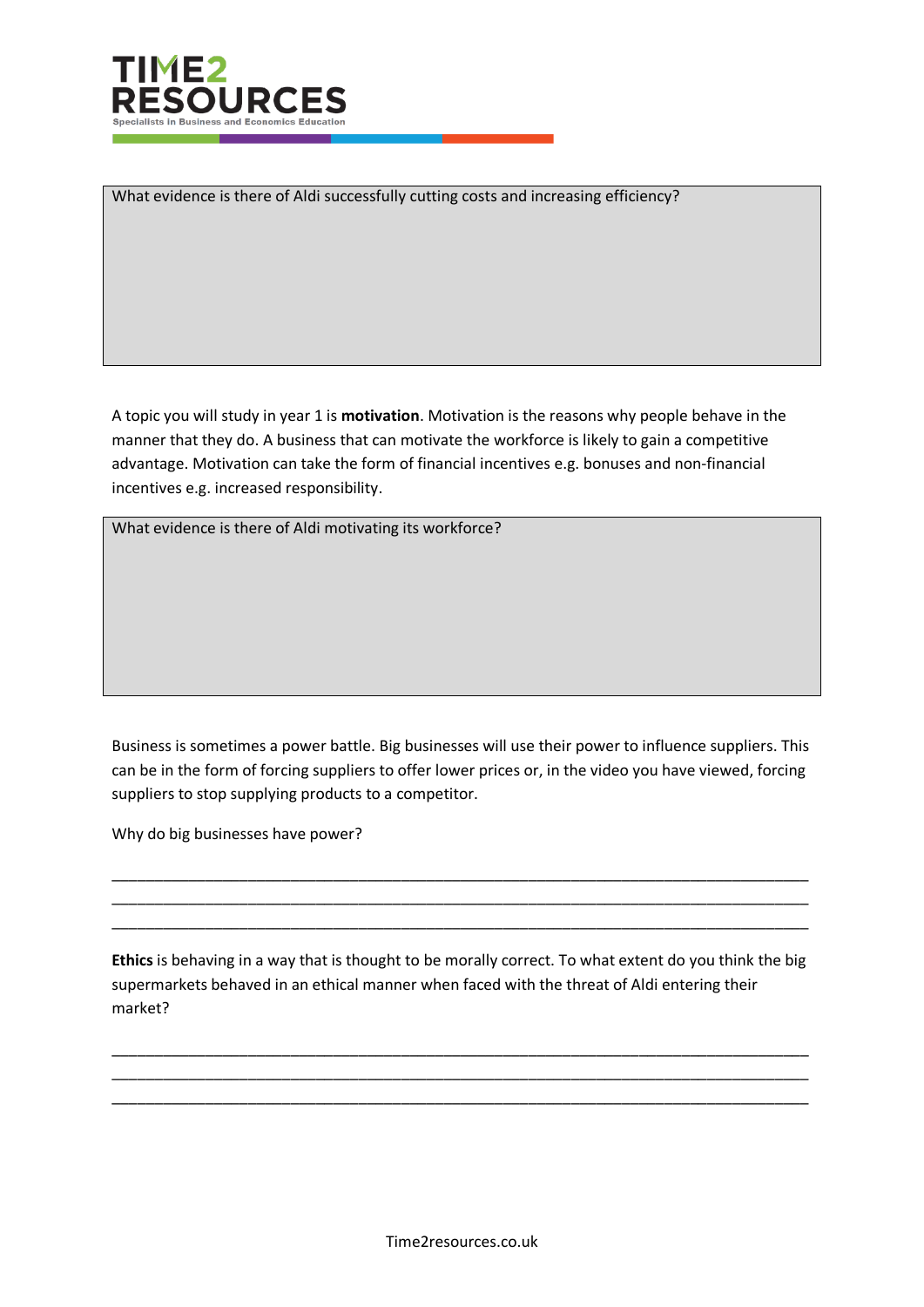What evidence is there of Aldi successfully cutting costs and increasing efficiency?

A topic you will study in year 1 is **motivation**. Motivation is the reasons why people behave in the manner that they do. A business that can motivate the workforce is likely to gain a competitive advantage. Motivation can take the form of financial incentives e.g. bonuses and non-financial incentives e.g. increased responsibility.

What evidence is there of Aldi motivating its workforce?

Business is sometimes a power battle. Big businesses will use their power to influence suppliers. This can be in the form of forcing suppliers to offer lower prices or, in the video you have viewed, forcing suppliers to stop supplying products to a competitor.

Why do big businesses have power?

_______________________________________________________________________________

_______________________________________________________________________________

_______________________________________________________________________________

**Ethics** is behaving in a way that is thought to be morally correct. To what extent do you think the big supermarkets behaved in an ethical manner when faced with the threat of Aldi entering their market?

_______________________________________________________________________________

_______________________________________________________________________________

_______________________________________________________________________________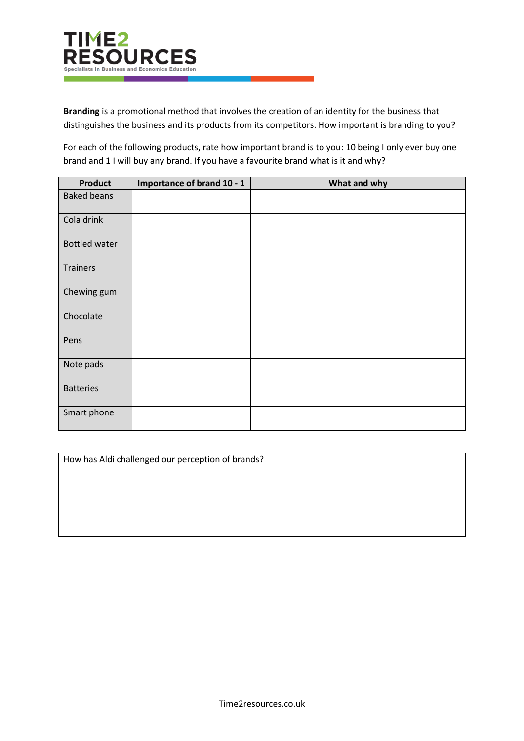**Branding** is a promotional method that involves the creation of an identity for the business that distinguishes the business and its products from its competitors. How important is branding to you?

For each of the following products, rate how important brand is to you: 10 being I only ever buy one brand and 1 I will buy any brand. If you have a favourite brand what is it and why?

| Product | Importance of brand 10 - 1 | What and why |
|---|---|---|
| Baked beans | | |
| Cola drink | | |
| Bottled water | | |
| Trainers | | |
| Chewing gum | | |
| Chocolate | | |
| Pens | | |
| Note pads | | |
| Batteries | | |
| Smart phone | | |

| How has Aldi challenged our perception of brands? |
|---|
| |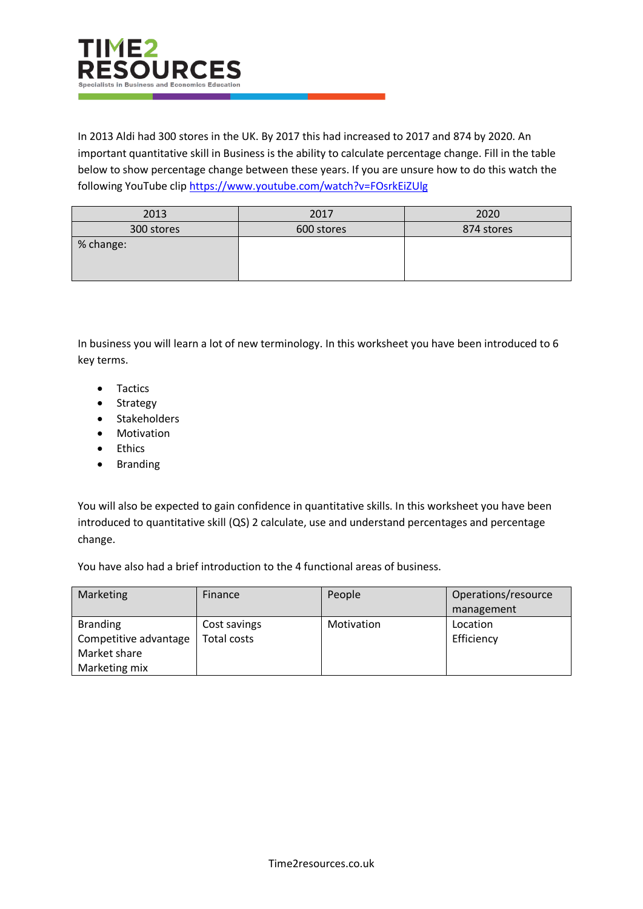In 2013 Aldi had 300 stores in the UK. By 2017 this had increased to 2017 and 874 by 2020. An important quantitative skill in Business is the ability to calculate percentage change. Fill in the table below to show percentage change between these years. If you are unsure how to do this watch the following YouTube clip https://www.youtube.com/watch?v=FOsrkEiZUlg

| 2013 | 2017 | 2020 |
|---|---|---|
| 300 stores | 600 stores | 874 stores |
| % change: | | |

In business you will learn a lot of new terminology. In this worksheet you have been introduced to 6 key terms.

- Tactics
- Strategy
- Stakeholders
- Motivation
- Ethics
- Branding

You will also be expected to gain confidence in quantitative skills. In this worksheet you have been introduced to quantitative skill (QS) 2 calculate, use and understand percentages and percentage change.

You have also had a brief introduction to the 4 functional areas of business.

| Marketing | Finance | People | Operations/resource management |
|---|---|---|---|
| Branding<br>Competitive advantage<br>Market share<br>Marketing mix | Cost savings<br>Total costs | Motivation | Location<br>Efficiency |